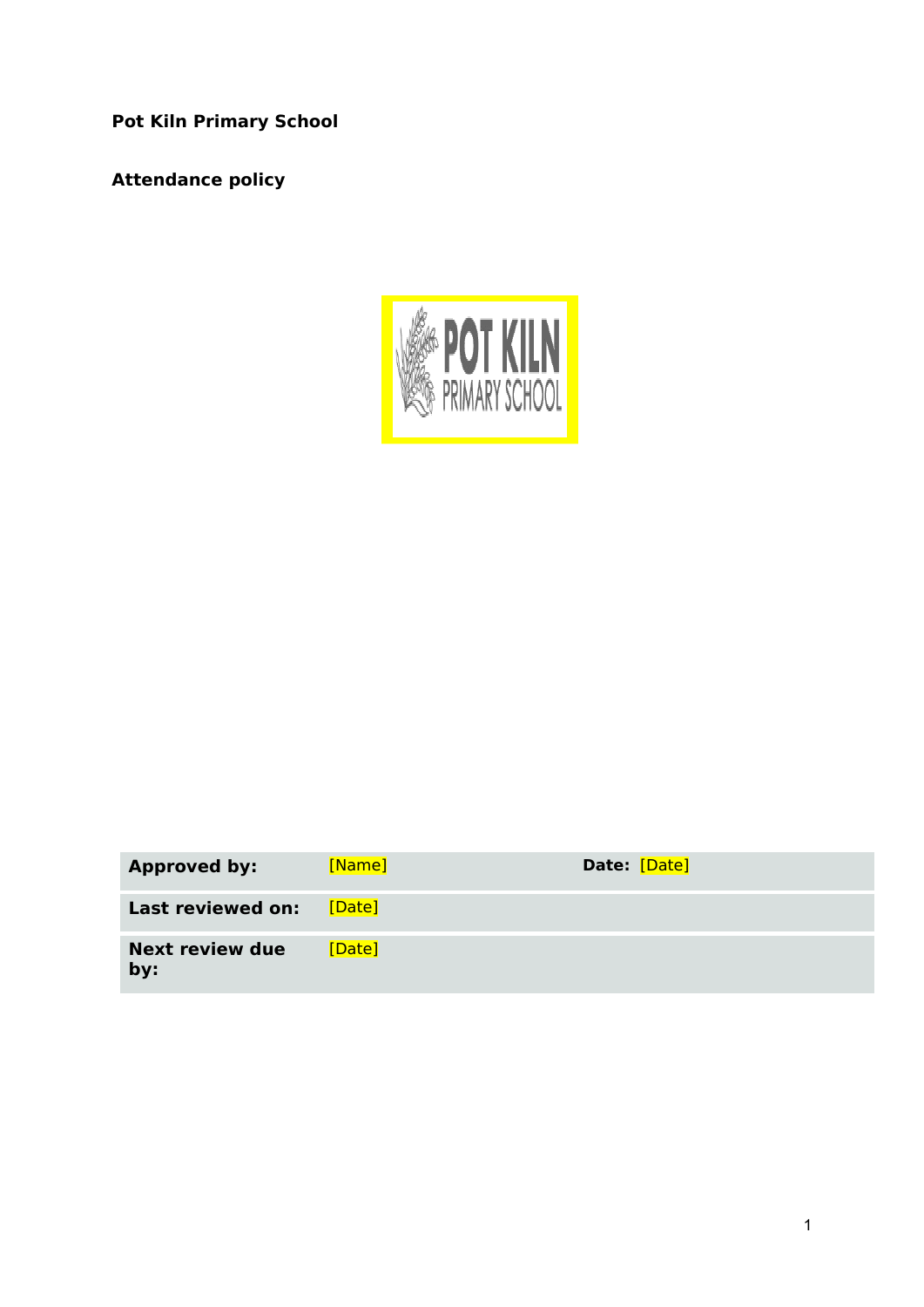**Pot Kiln Primary School**

**Attendance policy**

| **Approved by:** | [Name] | **Date:** [Date] |
| --- | --- | --- |
| **Last reviewed on:** | [Date] | |
| **Next review due by:** | [Date] | |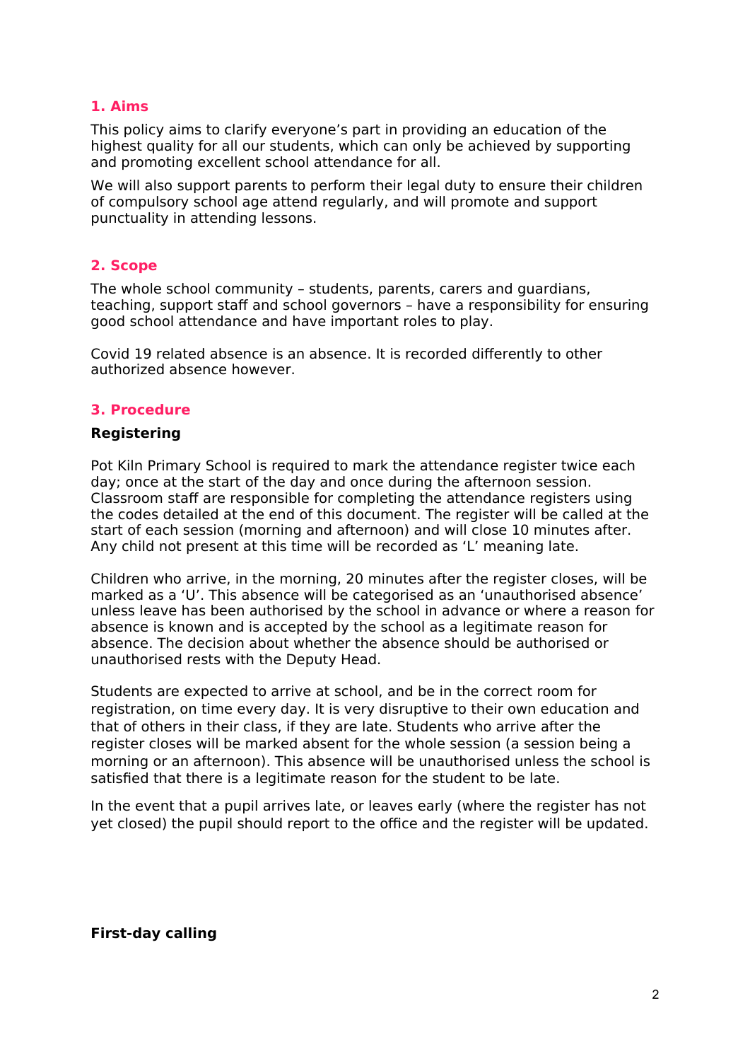## 1. Aims

This policy aims to clarify everyone's part in providing an education of the highest quality for all our students, which can only be achieved by supporting and promoting excellent school attendance for all.

We will also support parents to perform their legal duty to ensure their children of compulsory school age attend regularly, and will promote and support punctuality in attending lessons.

## 2. Scope

The whole school community – students, parents, carers and guardians, teaching, support staff and school governors – have a responsibility for ensuring good school attendance and have important roles to play.

Covid 19 related absence is an absence. It is recorded differently to other authorized absence however.

## 3. Procedure

**Registering**

Pot Kiln Primary School is required to mark the attendance register twice each day; once at the start of the day and once during the afternoon session. Classroom staff are responsible for completing the attendance registers using the codes detailed at the end of this document. The register will be called at the start of each session (morning and afternoon) and will close 10 minutes after. Any child not present at this time will be recorded as 'L' meaning late.

Children who arrive, in the morning, 20 minutes after the register closes, will be marked as a 'U'. This absence will be categorised as an 'unauthorised absence' unless leave has been authorised by the school in advance or where a reason for absence is known and is accepted by the school as a legitimate reason for absence. The decision about whether the absence should be authorised or unauthorised rests with the Deputy Head.

Students are expected to arrive at school, and be in the correct room for registration, on time every day. It is very disruptive to their own education and that of others in their class, if they are late. Students who arrive after the register closes will be marked absent for the whole session (a session being a morning or an afternoon). This absence will be unauthorised unless the school is satisfied that there is a legitimate reason for the student to be late.

In the event that a pupil arrives late, or leaves early (where the register has not yet closed) the pupil should report to the office and the register will be updated.

**First-day calling**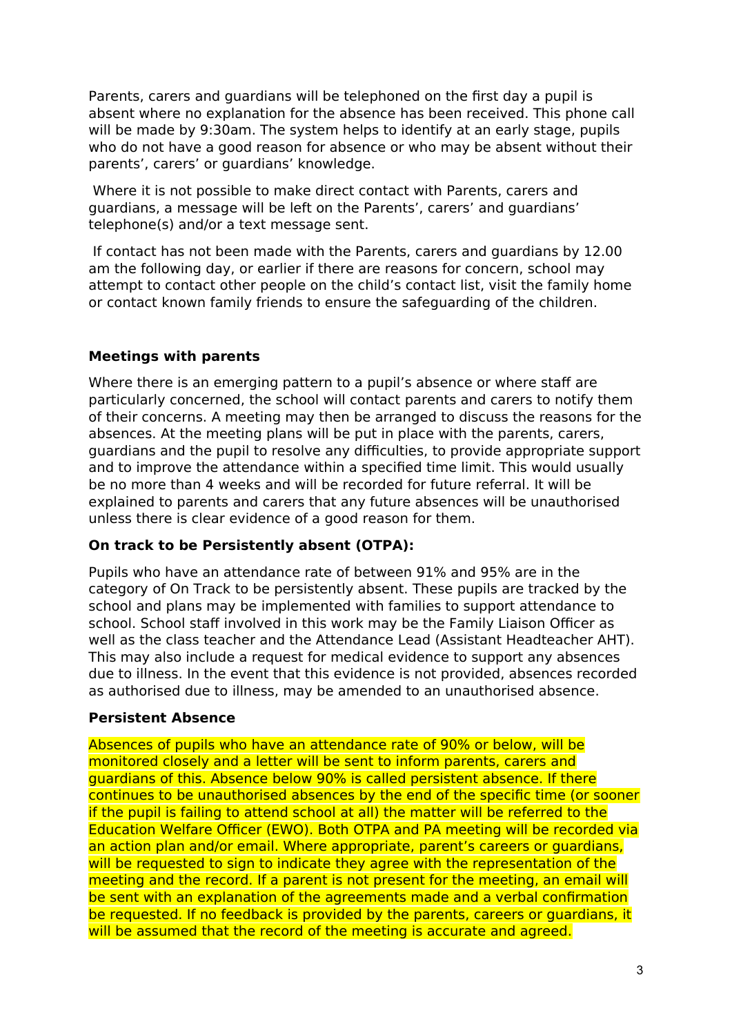Parents, carers and guardians will be telephoned on the first day a pupil is absent where no explanation for the absence has been received. This phone call will be made by 9:30am. The system helps to identify at an early stage, pupils who do not have a good reason for absence or who may be absent without their parents', carers' or guardians' knowledge.

Where it is not possible to make direct contact with Parents, carers and guardians, a message will be left on the Parents', carers' and guardians' telephone(s) and/or a text message sent.

If contact has not been made with the Parents, carers and guardians by 12.00 am the following day, or earlier if there are reasons for concern, school may attempt to contact other people on the child's contact list, visit the family home or contact known family friends to ensure the safeguarding of the children.

**Meetings with parents**

Where there is an emerging pattern to a pupil's absence or where staff are particularly concerned, the school will contact parents and carers to notify them of their concerns. A meeting may then be arranged to discuss the reasons for the absences. At the meeting plans will be put in place with the parents, carers, guardians and the pupil to resolve any difficulties, to provide appropriate support and to improve the attendance within a specified time limit. This would usually be no more than 4 weeks and will be recorded for future referral. It will be explained to parents and carers that any future absences will be unauthorised unless there is clear evidence of a good reason for them.

**On track to be Persistently absent (OTPA):**

Pupils who have an attendance rate of between 91% and 95% are in the category of On Track to be persistently absent. These pupils are tracked by the school and plans may be implemented with families to support attendance to school. School staff involved in this work may be the Family Liaison Officer as well as the class teacher and the Attendance Lead (Assistant Headteacher AHT). This may also include a request for medical evidence to support any absences due to illness. In the event that this evidence is not provided, absences recorded as authorised due to illness, may be amended to an unauthorised absence.

**Persistent Absence**

Absences of pupils who have an attendance rate of 90% or below, will be monitored closely and a letter will be sent to inform parents, carers and guardians of this. Absence below 90% is called persistent absence. If there continues to be unauthorised absences by the end of the specific time (or sooner if the pupil is failing to attend school at all) the matter will be referred to the Education Welfare Officer (EWO). Both OTPA and PA meeting will be recorded via an action plan and/or email. Where appropriate, parent's careers or guardians, will be requested to sign to indicate they agree with the representation of the meeting and the record. If a parent is not present for the meeting, an email will be sent with an explanation of the agreements made and a verbal confirmation be requested. If no feedback is provided by the parents, careers or guardians, it will be assumed that the record of the meeting is accurate and agreed.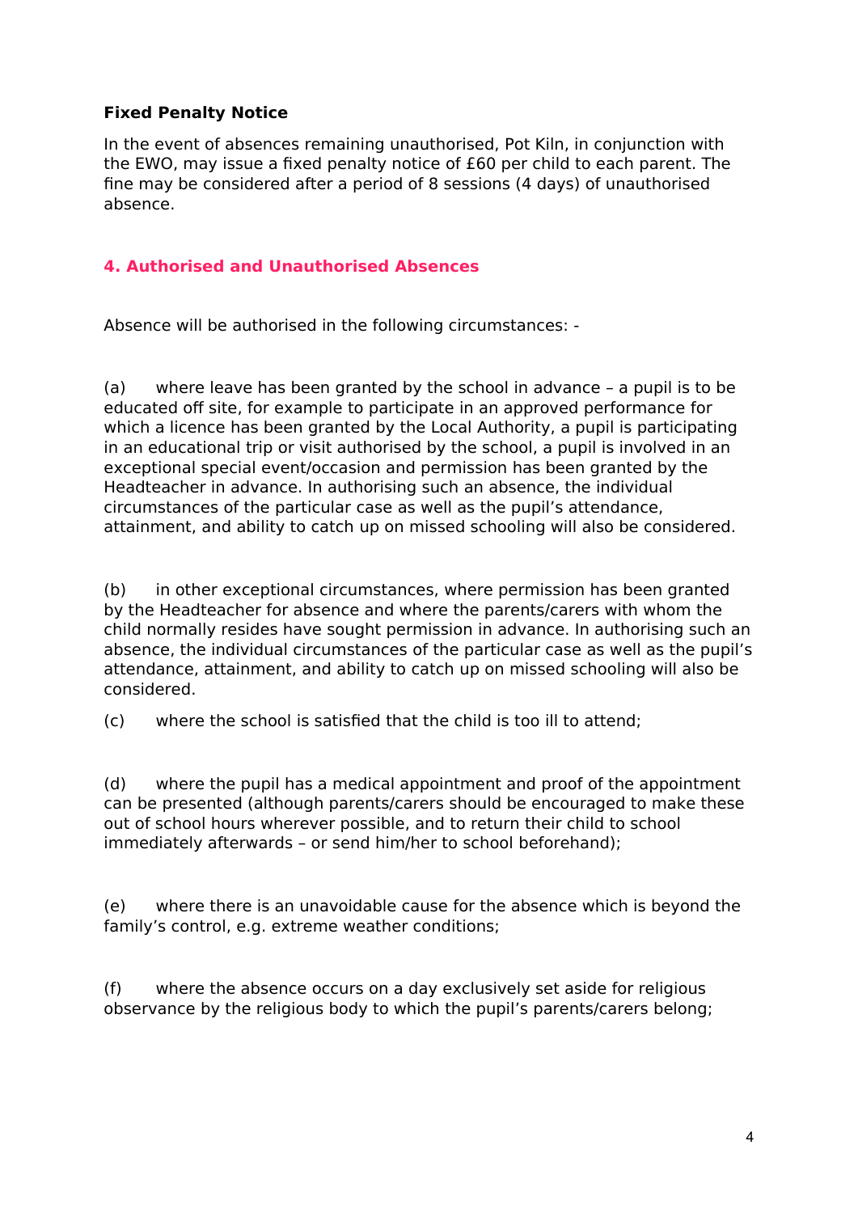**Fixed Penalty Notice**

In the event of absences remaining unauthorised, Pot Kiln, in conjunction with the EWO, may issue a fixed penalty notice of £60 per child to each parent. The fine may be considered after a period of 8 sessions (4 days) of unauthorised absence.

## 4. Authorised and Unauthorised Absences

Absence will be authorised in the following circumstances: -

(a) where leave has been granted by the school in advance – a pupil is to be educated off site, for example to participate in an approved performance for which a licence has been granted by the Local Authority, a pupil is participating in an educational trip or visit authorised by the school, a pupil is involved in an exceptional special event/occasion and permission has been granted by the Headteacher in advance. In authorising such an absence, the individual circumstances of the particular case as well as the pupil's attendance, attainment, and ability to catch up on missed schooling will also be considered.

(b) in other exceptional circumstances, where permission has been granted by the Headteacher for absence and where the parents/carers with whom the child normally resides have sought permission in advance. In authorising such an absence, the individual circumstances of the particular case as well as the pupil's attendance, attainment, and ability to catch up on missed schooling will also be considered.

(c) where the school is satisfied that the child is too ill to attend;

(d) where the pupil has a medical appointment and proof of the appointment can be presented (although parents/carers should be encouraged to make these out of school hours wherever possible, and to return their child to school immediately afterwards – or send him/her to school beforehand);

(e) where there is an unavoidable cause for the absence which is beyond the family's control, e.g. extreme weather conditions;

(f) where the absence occurs on a day exclusively set aside for religious observance by the religious body to which the pupil's parents/carers belong;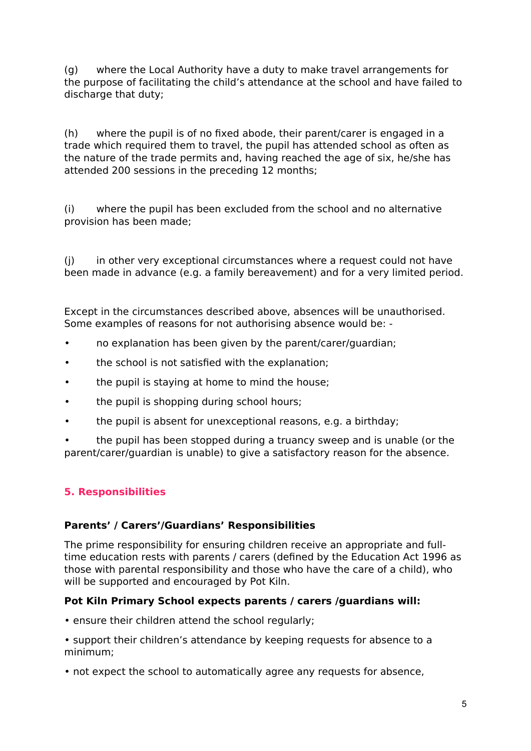(g) where the Local Authority have a duty to make travel arrangements for the purpose of facilitating the child's attendance at the school and have failed to discharge that duty;

(h) where the pupil is of no fixed abode, their parent/carer is engaged in a trade which required them to travel, the pupil has attended school as often as the nature of the trade permits and, having reached the age of six, he/she has attended 200 sessions in the preceding 12 months;

(i) where the pupil has been excluded from the school and no alternative provision has been made;

(j) in other very exceptional circumstances where a request could not have been made in advance (e.g. a family bereavement) and for a very limited period.

Except in the circumstances described above, absences will be unauthorised. Some examples of reasons for not authorising absence would be: -

- no explanation has been given by the parent/carer/guardian;
- the school is not satisfied with the explanation;
- the pupil is staying at home to mind the house;
- the pupil is shopping during school hours;
- the pupil is absent for unexceptional reasons, e.g. a birthday;
- the pupil has been stopped during a truancy sweep and is unable (or the parent/carer/guardian is unable) to give a satisfactory reason for the absence.

## 5. Responsibilities

**Parents' / Carers'/Guardians' Responsibilities**

The prime responsibility for ensuring children receive an appropriate and full-time education rests with parents / carers (defined by the Education Act 1996 as those with parental responsibility and those who have the care of a child), who will be supported and encouraged by Pot Kiln.

**Pot Kiln Primary School expects parents / carers /guardians will:**

- ensure their children attend the school regularly;
- support their children's attendance by keeping requests for absence to a minimum;
- not expect the school to automatically agree any requests for absence,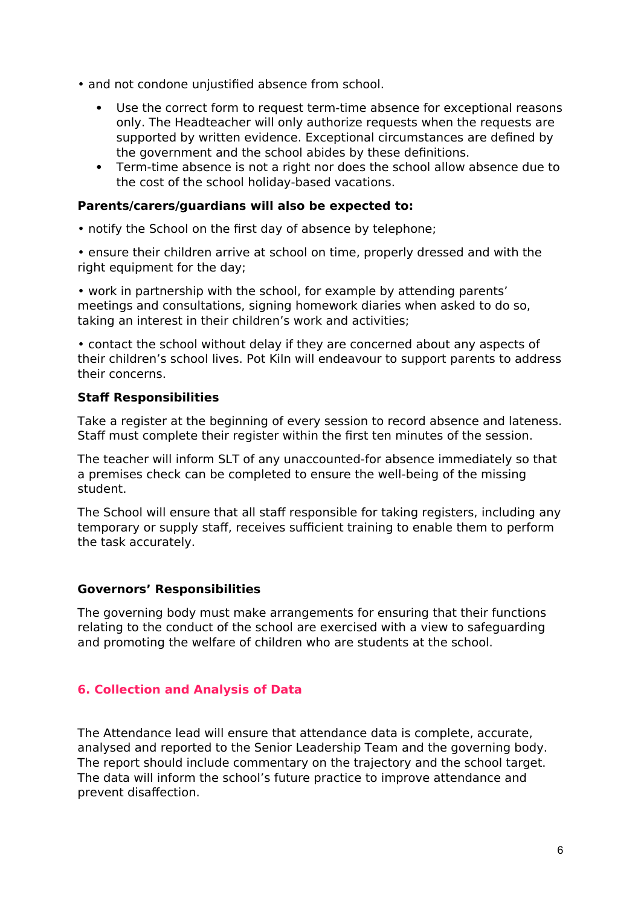• and not condone unjustified absence from school.

- Use the correct form to request term-time absence for exceptional reasons only. The Headteacher will only authorize requests when the requests are supported by written evidence. Exceptional circumstances are defined by the government and the school abides by these definitions.
- Term-time absence is not a right nor does the school allow absence due to the cost of the school holiday-based vacations.

**Parents/carers/guardians will also be expected to:**

• notify the School on the first day of absence by telephone;

• ensure their children arrive at school on time, properly dressed and with the right equipment for the day;

• work in partnership with the school, for example by attending parents' meetings and consultations, signing homework diaries when asked to do so, taking an interest in their children's work and activities;

• contact the school without delay if they are concerned about any aspects of their children's school lives. Pot Kiln will endeavour to support parents to address their concerns.

**Staff Responsibilities**

Take a register at the beginning of every session to record absence and lateness. Staff must complete their register within the first ten minutes of the session.

The teacher will inform SLT of any unaccounted-for absence immediately so that a premises check can be completed to ensure the well-being of the missing student.

The School will ensure that all staff responsible for taking registers, including any temporary or supply staff, receives sufficient training to enable them to perform the task accurately.

**Governors' Responsibilities**

The governing body must make arrangements for ensuring that their functions relating to the conduct of the school are exercised with a view to safeguarding and promoting the welfare of children who are students at the school.

## 6. Collection and Analysis of Data

The Attendance lead will ensure that attendance data is complete, accurate, analysed and reported to the Senior Leadership Team and the governing body. The report should include commentary on the trajectory and the school target. The data will inform the school's future practice to improve attendance and prevent disaffection.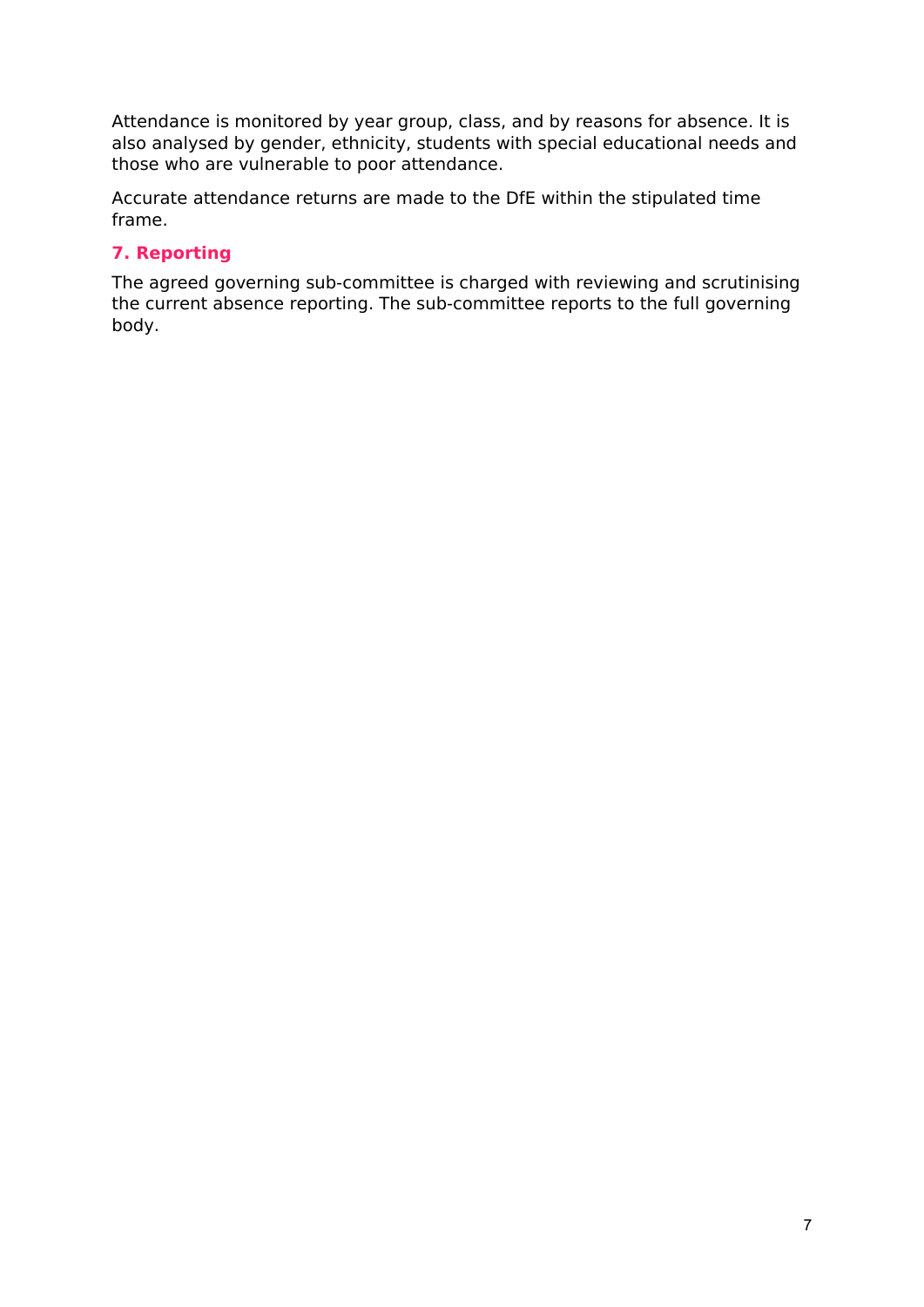Attendance is monitored by year group, class, and by reasons for absence. It is also analysed by gender, ethnicity, students with special educational needs and those who are vulnerable to poor attendance.

Accurate attendance returns are made to the DfE within the stipulated time frame.

## 7. Reporting

The agreed governing sub-committee is charged with reviewing and scrutinising the current absence reporting. The sub-committee reports to the full governing body.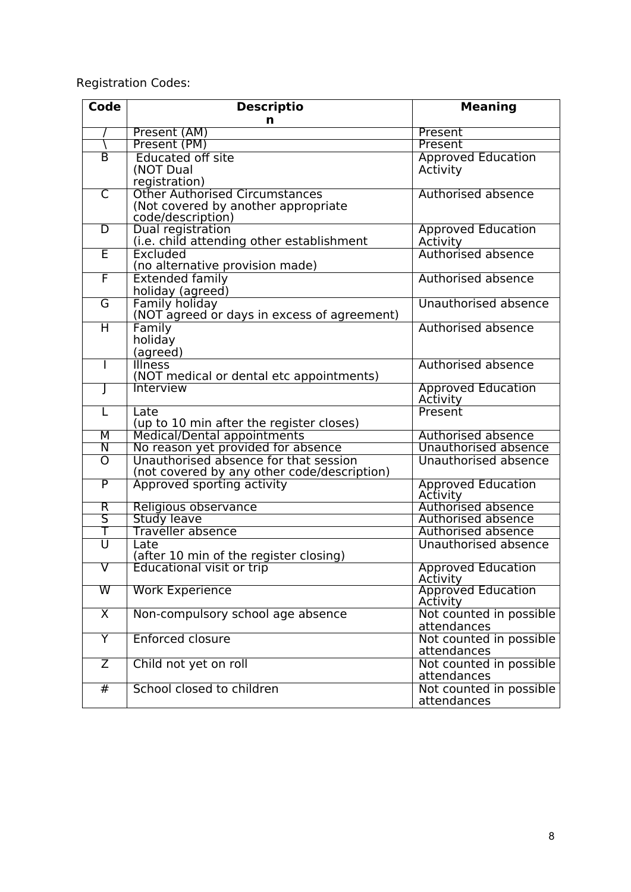Registration Codes:

| Code | Description | Meaning |
|---|---|---|
| / | Present (AM) | Present |
| \ | Present (PM) | Present |
| B | Educated off site (NOT Dual registration) | Approved Education Activity |
| C | Other Authorised Circumstances (Not covered by another appropriate code/description) | Authorised absence |
| D | Dual registration (i.e. child attending other establishment | Approved Education Activity |
| E | Excluded (no alternative provision made) | Authorised absence |
| F | Extended family holiday (agreed) | Authorised absence |
| G | Family holiday (NOT agreed or days in excess of agreement) | Unauthorised absence |
| H | Family holiday (agreed) | Authorised absence |
| I | Illness (NOT medical or dental etc appointments) | Authorised absence |
| J | Interview | Approved Education Activity |
| L | Late (up to 10 min after the register closes) | Present |
| M | Medical/Dental appointments | Authorised absence |
| N | No reason yet provided for absence | Unauthorised absence |
| O | Unauthorised absence for that session (not covered by any other code/description) | Unauthorised absence |
| P | Approved sporting activity | Approved Education Activity |
| R | Religious observance | Authorised absence |
| S | Study leave | Authorised absence |
| T | Traveller absence | Authorised absence |
| U | Late (after 10 min of the register closing) | Unauthorised absence |
| V | Educational visit or trip | Approved Education Activity |
| W | Work Experience | Approved Education Activity |
| X | Non-compulsory school age absence | Not counted in possible attendances |
| Y | Enforced closure | Not counted in possible attendances |
| Z | Child not yet on roll | Not counted in possible attendances |
| # | School closed to children | Not counted in possible attendances |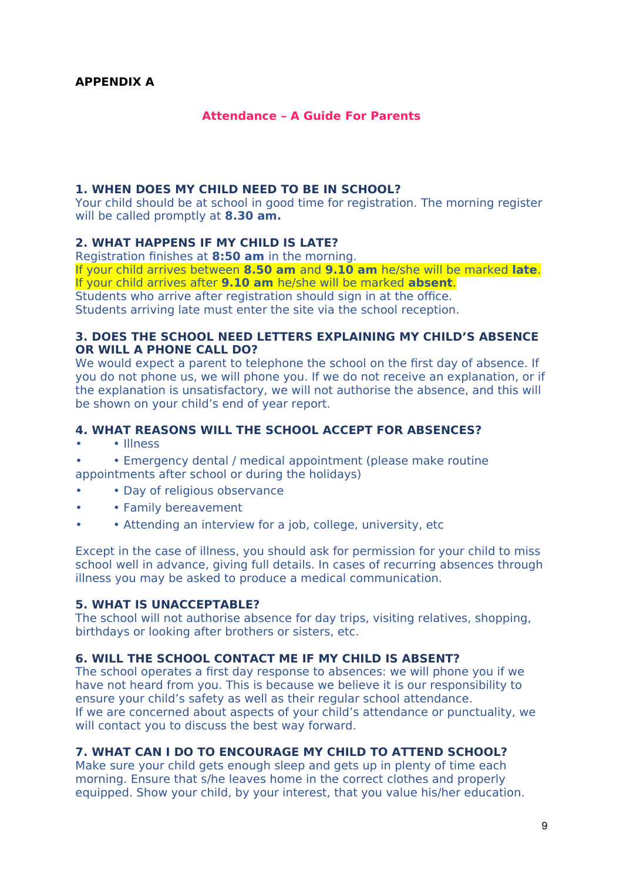**APPENDIX A**

## Attendance – A Guide For Parents

### 1. WHEN DOES MY CHILD NEED TO BE IN SCHOOL?

Your child should be at school in good time for registration. The morning register will be called promptly at **8.30 am.**

### 2. WHAT HAPPENS IF MY CHILD IS LATE?

Registration finishes at **8:50 am** in the morning.
If your child arrives between **8.50 am** and **9.10 am** he/she will be marked **late**.
If your child arrives after **9.10 am** he/she will be marked **absent**.
Students who arrive after registration should sign in at the office.
Students arriving late must enter the site via the school reception.

### 3. DOES THE SCHOOL NEED LETTERS EXPLAINING MY CHILD'S ABSENCE OR WILL A PHONE CALL DO?

We would expect a parent to telephone the school on the first day of absence. If you do not phone us, we will phone you. If we do not receive an explanation, or if the explanation is unsatisfactory, we will not authorise the absence, and this will be shown on your child's end of year report.

### 4. WHAT REASONS WILL THE SCHOOL ACCEPT FOR ABSENCES?

- • Illness
- • Emergency dental / medical appointment (please make routine appointments after school or during the holidays)
- • Day of religious observance
- • Family bereavement
- • Attending an interview for a job, college, university, etc

Except in the case of illness, you should ask for permission for your child to miss school well in advance, giving full details. In cases of recurring absences through illness you may be asked to produce a medical communication.

### 5. WHAT IS UNACCEPTABLE?

The school will not authorise absence for day trips, visiting relatives, shopping, birthdays or looking after brothers or sisters, etc.

### 6. WILL THE SCHOOL CONTACT ME IF MY CHILD IS ABSENT?

The school operates a first day response to absences: we will phone you if we have not heard from you. This is because we believe it is our responsibility to ensure your child's safety as well as their regular school attendance.
If we are concerned about aspects of your child's attendance or punctuality, we will contact you to discuss the best way forward.

### 7. WHAT CAN I DO TO ENCOURAGE MY CHILD TO ATTEND SCHOOL?

Make sure your child gets enough sleep and gets up in plenty of time each morning. Ensure that s/he leaves home in the correct clothes and properly equipped. Show your child, by your interest, that you value his/her education.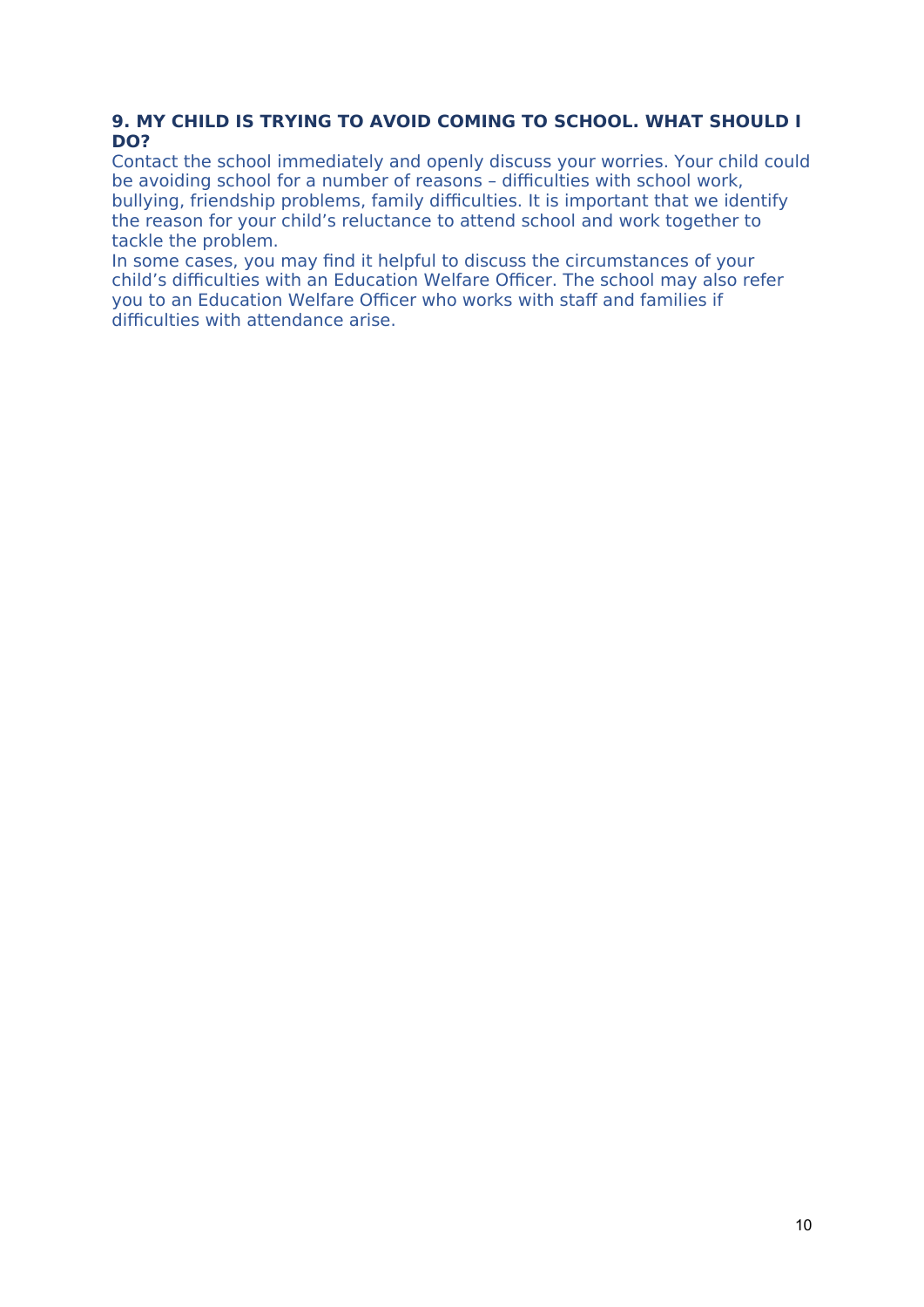## 9. MY CHILD IS TRYING TO AVOID COMING TO SCHOOL. WHAT SHOULD I DO?

Contact the school immediately and openly discuss your worries. Your child could be avoiding school for a number of reasons – difficulties with school work, bullying, friendship problems, family difficulties. It is important that we identify the reason for your child's reluctance to attend school and work together to tackle the problem.

In some cases, you may find it helpful to discuss the circumstances of your child's difficulties with an Education Welfare Officer. The school may also refer you to an Education Welfare Officer who works with staff and families if difficulties with attendance arise.